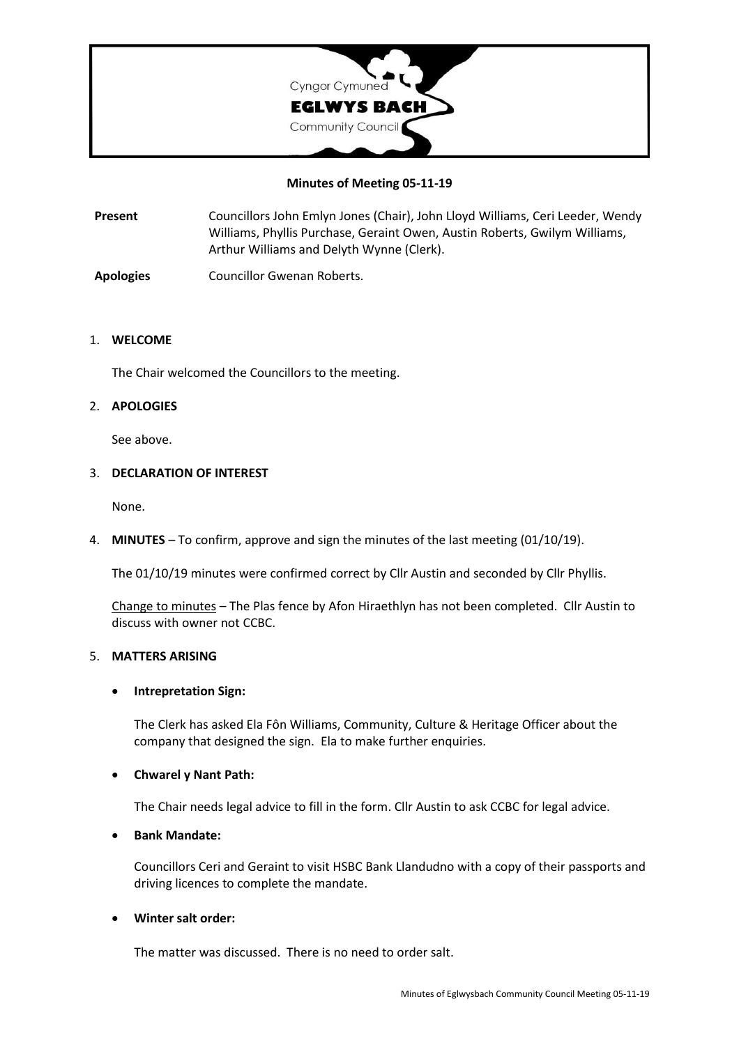Cyngor Cymuned

**EGLWYS BACH**

Community Council

**Minutes of Meeting 05-11-19**

| | |
|---|---|
| **Present** | Councillors John Emlyn Jones (Chair), John Lloyd Williams, Ceri Leeder, Wendy Williams, Phyllis Purchase, Geraint Owen, Austin Roberts, Gwilym Williams, Arthur Williams and Delyth Wynne (Clerk). |
| **Apologies** | Councillor Gwenan Roberts. |

1. **WELCOME**

   The Chair welcomed the Councillors to the meeting.

2. **APOLOGIES**

   See above.

3. **DECLARATION OF INTEREST**

   None.

4. **MINUTES** – To confirm, approve and sign the minutes of the last meeting (01/10/19).

   The 01/10/19 minutes were confirmed correct by Cllr Austin and seconded by Cllr Phyllis.

   Change to minutes – The Plas fence by Afon Hiraethlyn has not been completed. Cllr Austin to discuss with owner not CCBC.

5. **MATTERS ARISING**

   - **Intrepretation Sign:**

     The Clerk has asked Ela Fôn Williams, Community, Culture & Heritage Officer about the company that designed the sign. Ela to make further enquiries.

   - **Chwarel y Nant Path:**

     The Chair needs legal advice to fill in the form. Cllr Austin to ask CCBC for legal advice.

   - **Bank Mandate:**

     Councillors Ceri and Geraint to visit HSBC Bank Llandudno with a copy of their passports and driving licences to complete the mandate.

   - **Winter salt order:**

     The matter was discussed. There is no need to order salt.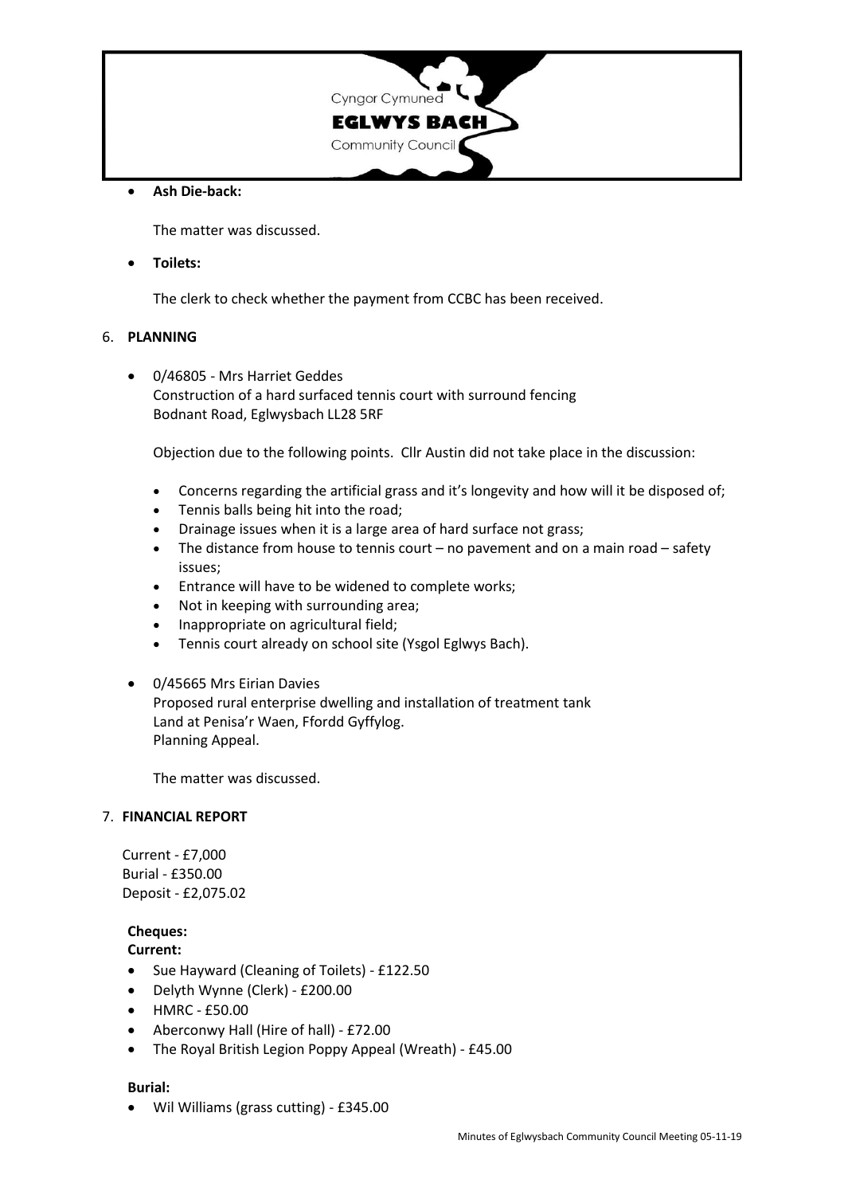- **Ash Die-back:**

  The matter was discussed.

- **Toilets:**

  The clerk to check whether the payment from CCBC has been received.

6. **PLANNING**

- 0/46805 - Mrs Harriet Geddes
  Construction of a hard surfaced tennis court with surround fencing
  Bodnant Road, Eglwysbach LL28 5RF

  Objection due to the following points. Cllr Austin did not take place in the discussion:

  - Concerns regarding the artificial grass and it's longevity and how will it be disposed of;
  - Tennis balls being hit into the road;
  - Drainage issues when it is a large area of hard surface not grass;
  - The distance from house to tennis court – no pavement and on a main road – safety issues;
  - Entrance will have to be widened to complete works;
  - Not in keeping with surrounding area;
  - Inappropriate on agricultural field;
  - Tennis court already on school site (Ysgol Eglwys Bach).

- 0/45665 Mrs Eirian Davies
  Proposed rural enterprise dwelling and installation of treatment tank
  Land at Penisa'r Waen, Ffordd Gyffylog.
  Planning Appeal.

  The matter was discussed.

7. **FINANCIAL REPORT**

Current - £7,000
Burial - £350.00
Deposit - £2,075.02

**Cheques:**
**Current:**

- Sue Hayward (Cleaning of Toilets) - £122.50
- Delyth Wynne (Clerk) - £200.00
- HMRC - £50.00
- Aberconwy Hall (Hire of hall) - £72.00
- The Royal British Legion Poppy Appeal (Wreath) - £45.00

**Burial:**

- Wil Williams (grass cutting) - £345.00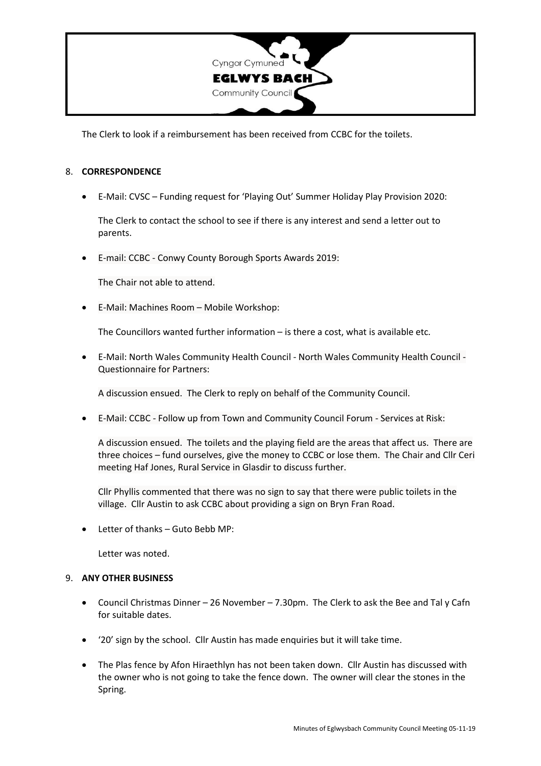The Clerk to look if a reimbursement has been received from CCBC for the toilets.

8. **CORRESPONDENCE**

- E-Mail: CVSC – Funding request for 'Playing Out' Summer Holiday Play Provision 2020:

  The Clerk to contact the school to see if there is any interest and send a letter out to parents.

- E-mail: CCBC - Conwy County Borough Sports Awards 2019:

  The Chair not able to attend.

- E-Mail: Machines Room – Mobile Workshop:

  The Councillors wanted further information – is there a cost, what is available etc.

- E-Mail: North Wales Community Health Council - North Wales Community Health Council - Questionnaire for Partners:

  A discussion ensued. The Clerk to reply on behalf of the Community Council.

- E-Mail: CCBC - Follow up from Town and Community Council Forum - Services at Risk:

  A discussion ensued. The toilets and the playing field are the areas that affect us. There are three choices – fund ourselves, give the money to CCBC or lose them. The Chair and Cllr Ceri meeting Haf Jones, Rural Service in Glasdir to discuss further.

  Cllr Phyllis commented that there was no sign to say that there were public toilets in the village. Cllr Austin to ask CCBC about providing a sign on Bryn Fran Road.

- Letter of thanks – Guto Bebb MP:

  Letter was noted.

9. **ANY OTHER BUSINESS**

- Council Christmas Dinner – 26 November – 7.30pm. The Clerk to ask the Bee and Tal y Cafn for suitable dates.
- '20' sign by the school. Cllr Austin has made enquiries but it will take time.
- The Plas fence by Afon Hiraethlyn has not been taken down. Cllr Austin has discussed with the owner who is not going to take the fence down. The owner will clear the stones in the Spring.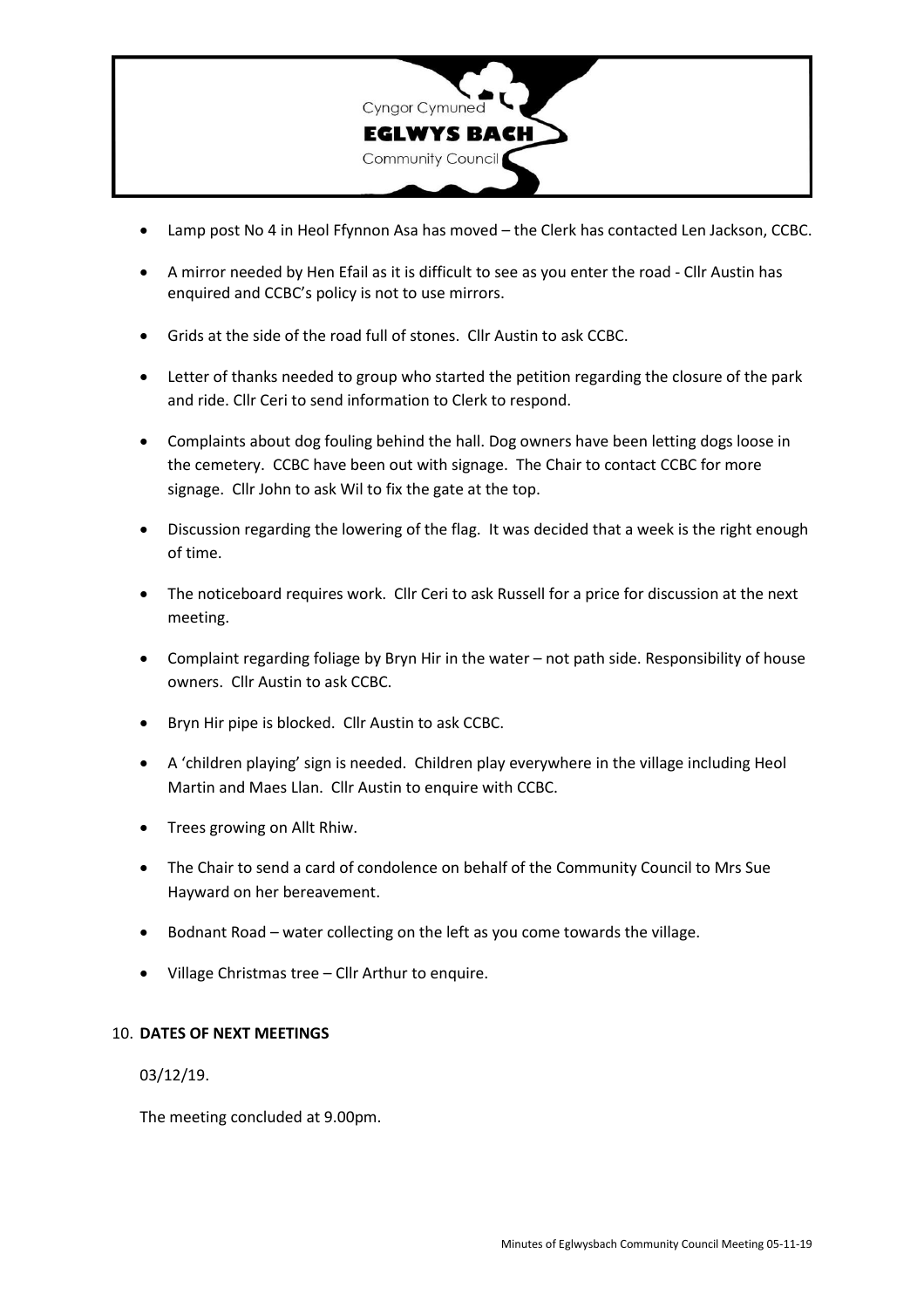- Lamp post No 4 in Heol Ffynnon Asa has moved – the Clerk has contacted Len Jackson, CCBC.

- A mirror needed by Hen Efail as it is difficult to see as you enter the road - Cllr Austin has enquired and CCBC's policy is not to use mirrors.

- Grids at the side of the road full of stones. Cllr Austin to ask CCBC.

- Letter of thanks needed to group who started the petition regarding the closure of the park and ride. Cllr Ceri to send information to Clerk to respond.

- Complaints about dog fouling behind the hall. Dog owners have been letting dogs loose in the cemetery. CCBC have been out with signage. The Chair to contact CCBC for more signage. Cllr John to ask Wil to fix the gate at the top.

- Discussion regarding the lowering of the flag. It was decided that a week is the right enough of time.

- The noticeboard requires work. Cllr Ceri to ask Russell for a price for discussion at the next meeting.

- Complaint regarding foliage by Bryn Hir in the water – not path side. Responsibility of house owners. Cllr Austin to ask CCBC.

- Bryn Hir pipe is blocked. Cllr Austin to ask CCBC.

- A 'children playing' sign is needed. Children play everywhere in the village including Heol Martin and Maes Llan. Cllr Austin to enquire with CCBC.

- Trees growing on Allt Rhiw.

- The Chair to send a card of condolence on behalf of the Community Council to Mrs Sue Hayward on her bereavement.

- Bodnant Road – water collecting on the left as you come towards the village.

- Village Christmas tree – Cllr Arthur to enquire.

10. **DATES OF NEXT MEETINGS**

03/12/19.

The meeting concluded at 9.00pm.